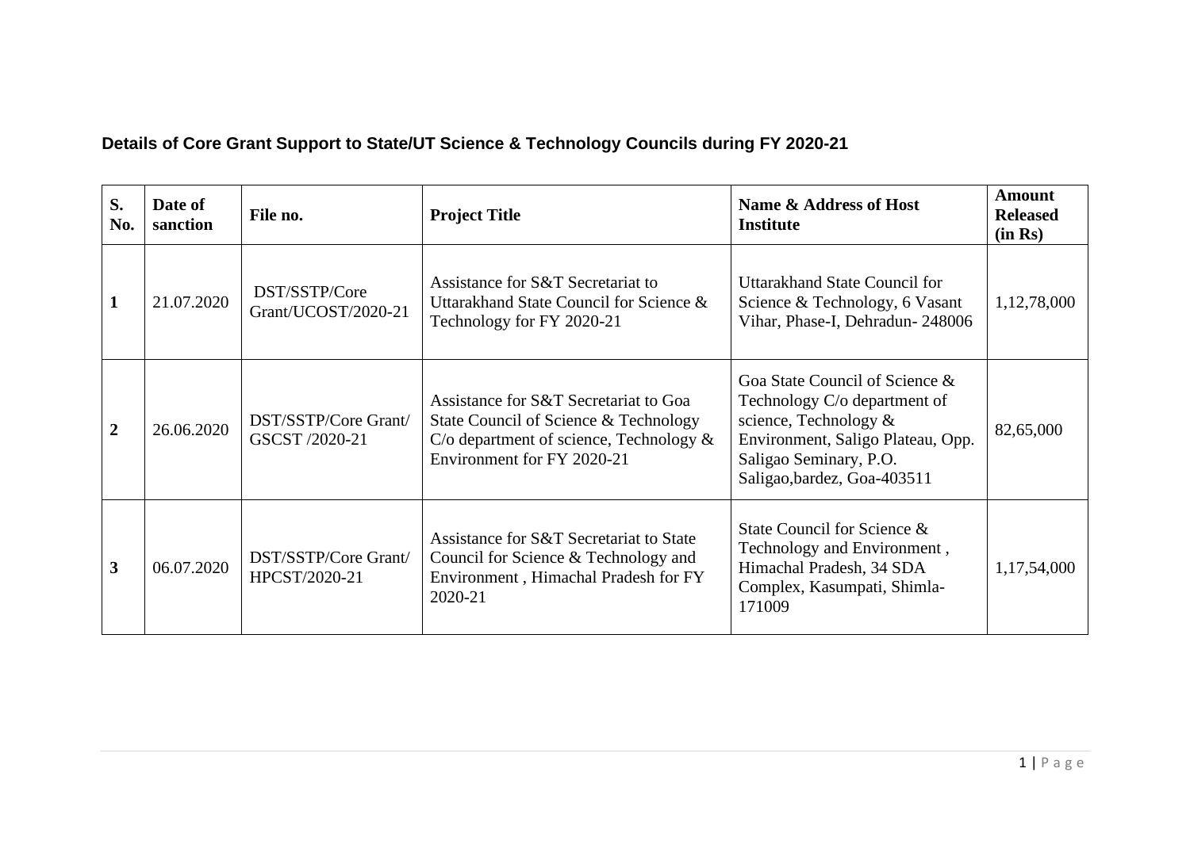**Details of Core Grant Support to State/UT Science & Technology Councils during FY 2020-21**

| S. No. | Date of sanction | File no. | Project Title | Name & Address of Host Institute | Amount Released (in Rs) |
|---|---|---|---|---|---|
| **1** | 21.07.2020 | DST/SSTP/Core Grant/UCOST/2020-21 | Assistance for S&T Secretariat to Uttarakhand State Council for Science & Technology for FY 2020-21 | Uttarakhand State Council for Science & Technology, 6 Vasant Vihar, Phase-I, Dehradun- 248006 | 1,12,78,000 |
| **2** | 26.06.2020 | DST/SSTP/Core Grant/ GSCST /2020-21 | Assistance for S&T Secretariat to Goa State Council of Science & Technology C/o department of science, Technology & Environment for FY 2020-21 | Goa State Council of Science & Technology C/o department of science, Technology & Environment, Saligo Plateau, Opp. Saligao Seminary, P.O. Saligao,bardez, Goa-403511 | 82,65,000 |
| **3** | 06.07.2020 | DST/SSTP/Core Grant/ HPCST/2020-21 | Assistance for S&T Secretariat to State Council for Science & Technology and Environment , Himachal Pradesh for FY 2020-21 | State Council for Science & Technology and Environment , Himachal Pradesh, 34 SDA Complex, Kasumpati, Shimla-171009 | 1,17,54,000 |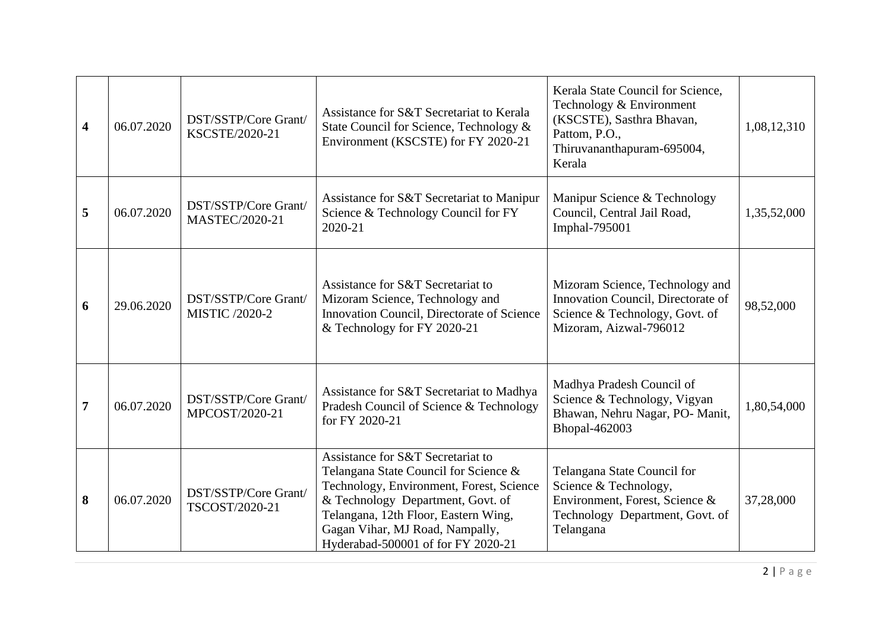| **4** | 06.07.2020 | DST/SSTP/Core Grant/ KSCSTE/2020-21 | Assistance for S&T Secretariat to Kerala State Council for Science, Technology & Environment (KSCSTE) for FY 2020-21 | Kerala State Council for Science, Technology & Environment (KSCSTE), Sasthra Bhavan, Pattom, P.O., Thiruvananthapuram-695004, Kerala | 1,08,12,310 |
|---|---|---|---|---|---|
| **5** | 06.07.2020 | DST/SSTP/Core Grant/ MASTEC/2020-21 | Assistance for S&T Secretariat to Manipur Science & Technology Council for FY 2020-21 | Manipur Science & Technology Council, Central Jail Road, Imphal-795001 | 1,35,52,000 |
| **6** | 29.06.2020 | DST/SSTP/Core Grant/ MISTIC /2020-2 | Assistance for S&T Secretariat to Mizoram Science, Technology and Innovation Council, Directorate of Science & Technology for FY 2020-21 | Mizoram Science, Technology and Innovation Council, Directorate of Science & Technology, Govt. of Mizoram, Aizwal-796012 | 98,52,000 |
| **7** | 06.07.2020 | DST/SSTP/Core Grant/ MPCOST/2020-21 | Assistance for S&T Secretariat to Madhya Pradesh Council of Science & Technology for FY 2020-21 | Madhya Pradesh Council of Science & Technology, Vigyan Bhawan, Nehru Nagar, PO- Manit, Bhopal-462003 | 1,80,54,000 |
| **8** | 06.07.2020 | DST/SSTP/Core Grant/ TSCOST/2020-21 | Assistance for S&T Secretariat to Telangana State Council for Science & Technology, Environment, Forest, Science & Technology Department, Govt. of Telangana, 12th Floor, Eastern Wing, Gagan Vihar, MJ Road, Nampally, Hyderabad-500001 of for FY 2020-21 | Telangana State Council for Science & Technology, Environment, Forest, Science & Technology Department, Govt. of Telangana | 37,28,000 |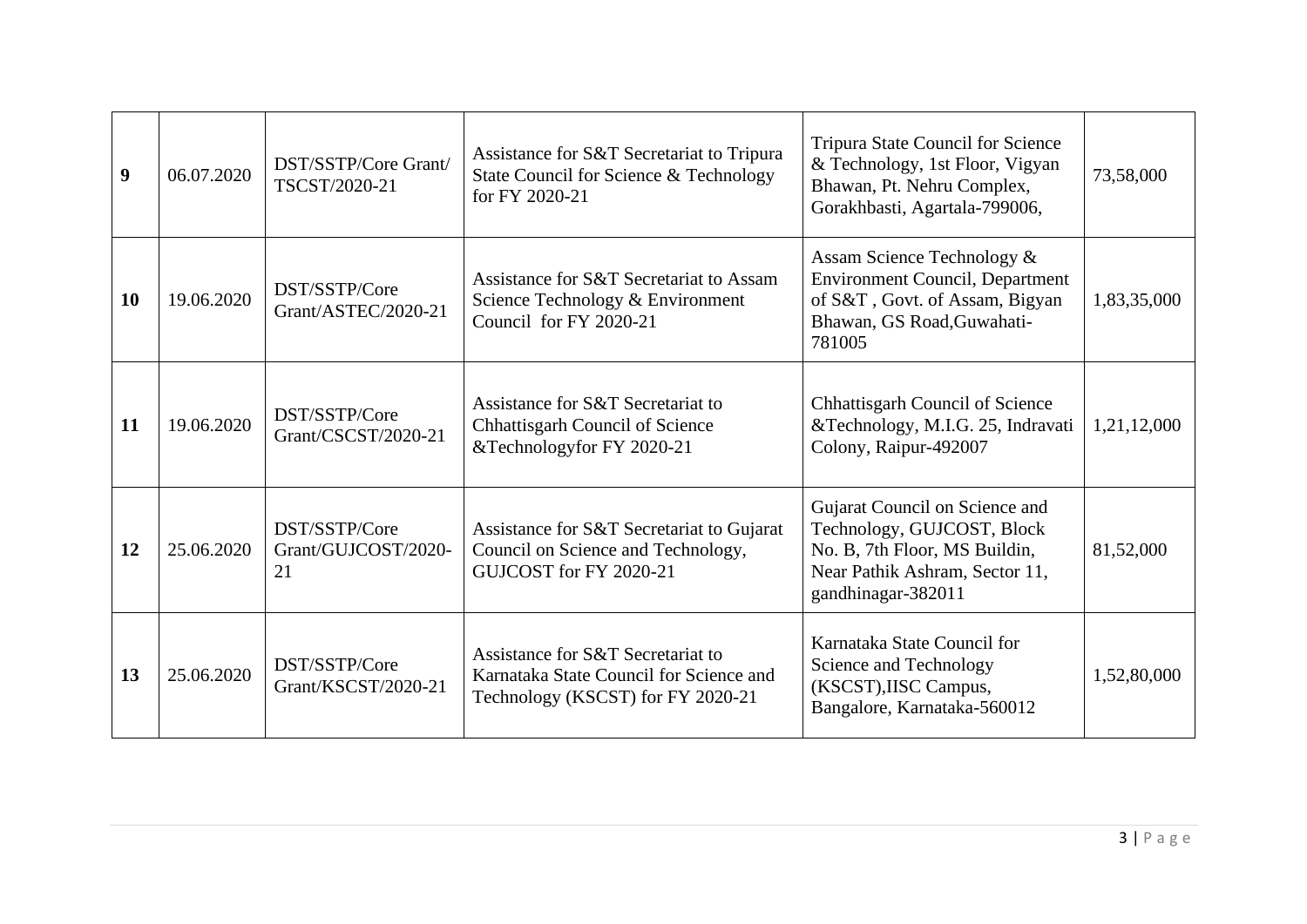| 9 | 06.07.2020 | DST/SSTP/Core Grant/ TSCST/2020-21 | Assistance for S&T Secretariat to Tripura State Council for Science & Technology for FY 2020-21 | Tripura State Council for Science & Technology, 1st Floor, Vigyan Bhawan, Pt. Nehru Complex, Gorakhbasti, Agartala-799006, | 73,58,000 |
|---|---|---|---|---|---|
| 10 | 19.06.2020 | DST/SSTP/Core Grant/ASTEC/2020-21 | Assistance for S&T Secretariat to Assam Science Technology & Environment Council for FY 2020-21 | Assam Science Technology & Environment Council, Department of S&T , Govt. of Assam, Bigyan Bhawan, GS Road,Guwahati-781005 | 1,83,35,000 |
| 11 | 19.06.2020 | DST/SSTP/Core Grant/CSCST/2020-21 | Assistance for S&T Secretariat to Chhattisgarh Council of Science &Technologyfor FY 2020-21 | Chhattisgarh Council of Science &Technology, M.I.G. 25, Indravati Colony, Raipur-492007 | 1,21,12,000 |
| 12 | 25.06.2020 | DST/SSTP/Core Grant/GUJCOST/2020-21 | Assistance for S&T Secretariat to Gujarat Council on Science and Technology, GUJCOST for FY 2020-21 | Gujarat Council on Science and Technology, GUJCOST, Block No. B, 7th Floor, MS Buildin, Near Pathik Ashram, Sector 11, gandhinagar-382011 | 81,52,000 |
| 13 | 25.06.2020 | DST/SSTP/Core Grant/KSCST/2020-21 | Assistance for S&T Secretariat to Karnataka State Council for Science and Technology (KSCST) for FY 2020-21 | Karnataka State Council for Science and Technology (KSCST),IISC Campus, Bangalore, Karnataka-560012 | 1,52,80,000 |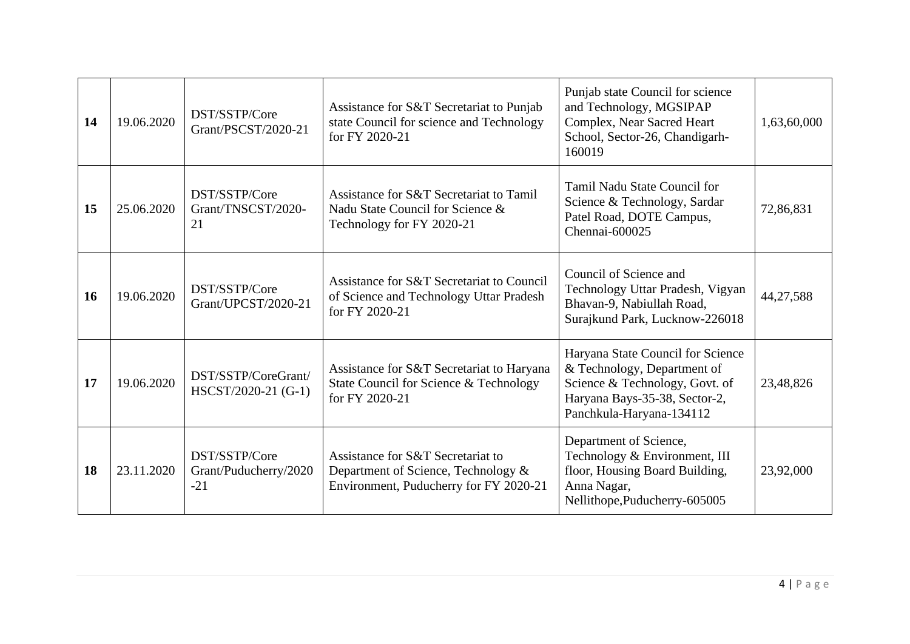| **14** | 19.06.2020 | DST/SSTP/Core Grant/PSCST/2020-21 | Assistance for S&T Secretariat to Punjab state Council for science and Technology for FY 2020-21 | Punjab state Council for science and Technology, MGSIPAP Complex, Near Sacred Heart School, Sector-26, Chandigarh-160019 | 1,63,60,000 |
|---|---|---|---|---|---|
| **15** | 25.06.2020 | DST/SSTP/Core Grant/TNSCST/2020-21 | Assistance for S&T Secretariat to Tamil Nadu State Council for Science & Technology for FY 2020-21 | Tamil Nadu State Council for Science & Technology, Sardar Patel Road, DOTE Campus, Chennai-600025 | 72,86,831 |
| **16** | 19.06.2020 | DST/SSTP/Core Grant/UPCST/2020-21 | Assistance for S&T Secretariat to Council of Science and Technology Uttar Pradesh for FY 2020-21 | Council of Science and Technology Uttar Pradesh, Vigyan Bhavan-9, Nabiullah Road, Surajkund Park, Lucknow-226018 | 44,27,588 |
| **17** | 19.06.2020 | DST/SSTP/CoreGrant/HSCST/2020-21 (G-1) | Assistance for S&T Secretariat to Haryana State Council for Science & Technology for FY 2020-21 | Haryana State Council for Science & Technology, Department of Science & Technology, Govt. of Haryana Bays-35-38, Sector-2, Panchkula-Haryana-134112 | 23,48,826 |
| **18** | 23.11.2020 | DST/SSTP/Core Grant/Puducherry/2020-21 | Assistance for S&T Secretariat to Department of Science, Technology & Environment, Puducherry for FY 2020-21 | Department of Science, Technology & Environment, III floor, Housing Board Building, Anna Nagar, Nellithope,Puducherry-605005 | 23,92,000 |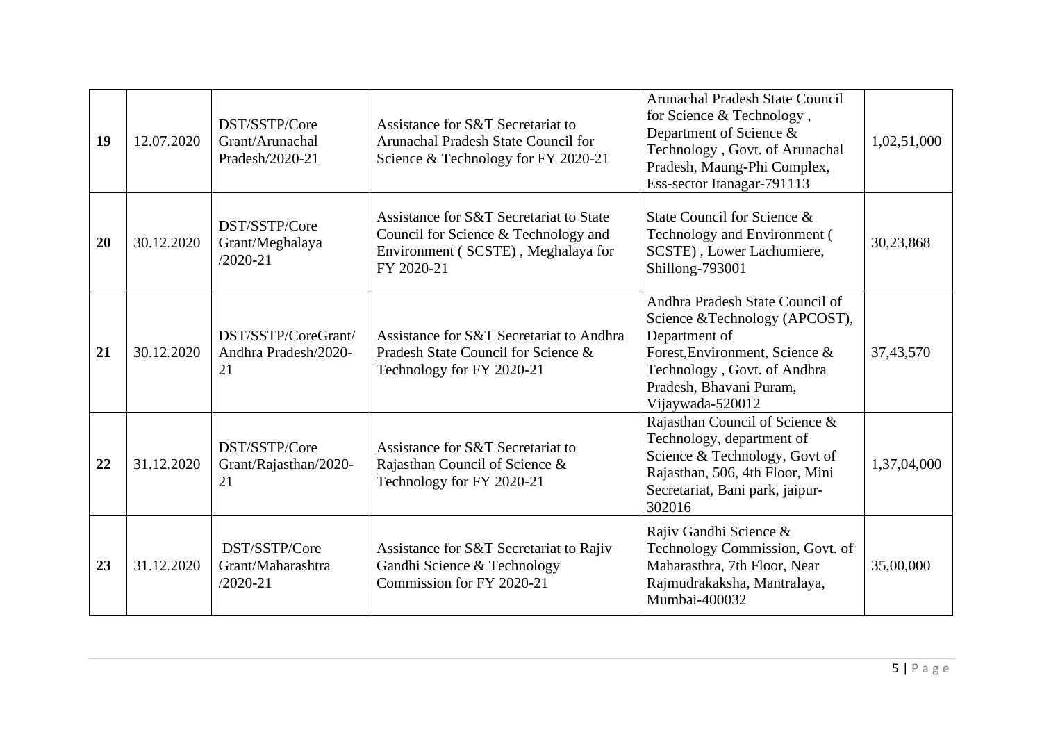| **19** | 12.07.2020 | DST/SSTP/Core Grant/Arunachal Pradesh/2020-21 | Assistance for S&T Secretariat to Arunachal Pradesh State Council for Science & Technology for FY 2020-21 | Arunachal Pradesh State Council for Science & Technology , Department of Science & Technology , Govt. of Arunachal Pradesh, Maung-Phi Complex, Ess-sector Itanagar-791113 | 1,02,51,000 |
|---|---|---|---|---|---|
| **20** | 30.12.2020 | DST/SSTP/Core Grant/Meghalaya /2020-21 | Assistance for S&T Secretariat to State Council for Science & Technology and Environment ( SCSTE) , Meghalaya for FY 2020-21 | State Council for Science & Technology and Environment ( SCSTE) , Lower Lachumiere, Shillong-793001 | 30,23,868 |
| **21** | 30.12.2020 | DST/SSTP/CoreGrant/ Andhra Pradesh/2020-21 | Assistance for S&T Secretariat to Andhra Pradesh State Council for Science & Technology for FY 2020-21 | Andhra Pradesh State Council of Science &Technology (APCOST), Department of Forest,Environment, Science & Technology , Govt. of Andhra Pradesh, Bhavani Puram, Vijaywada-520012 | 37,43,570 |
| **22** | 31.12.2020 | DST/SSTP/Core Grant/Rajasthan/2020-21 | Assistance for S&T Secretariat to Rajasthan Council of Science & Technology for FY 2020-21 | Rajasthan Council of Science & Technology, department of Science & Technology, Govt of Rajasthan, 506, 4th Floor, Mini Secretariat, Bani park, jaipur-302016 | 1,37,04,000 |
| **23** | 31.12.2020 | DST/SSTP/Core Grant/Maharashtra /2020-21 | Assistance for S&T Secretariat to Rajiv Gandhi Science & Technology Commission for FY 2020-21 | Rajiv Gandhi Science & Technology Commission, Govt. of Maharasthra, 7th Floor, Near Rajmudrakaksha, Mantralaya, Mumbai-400032 | 35,00,000 |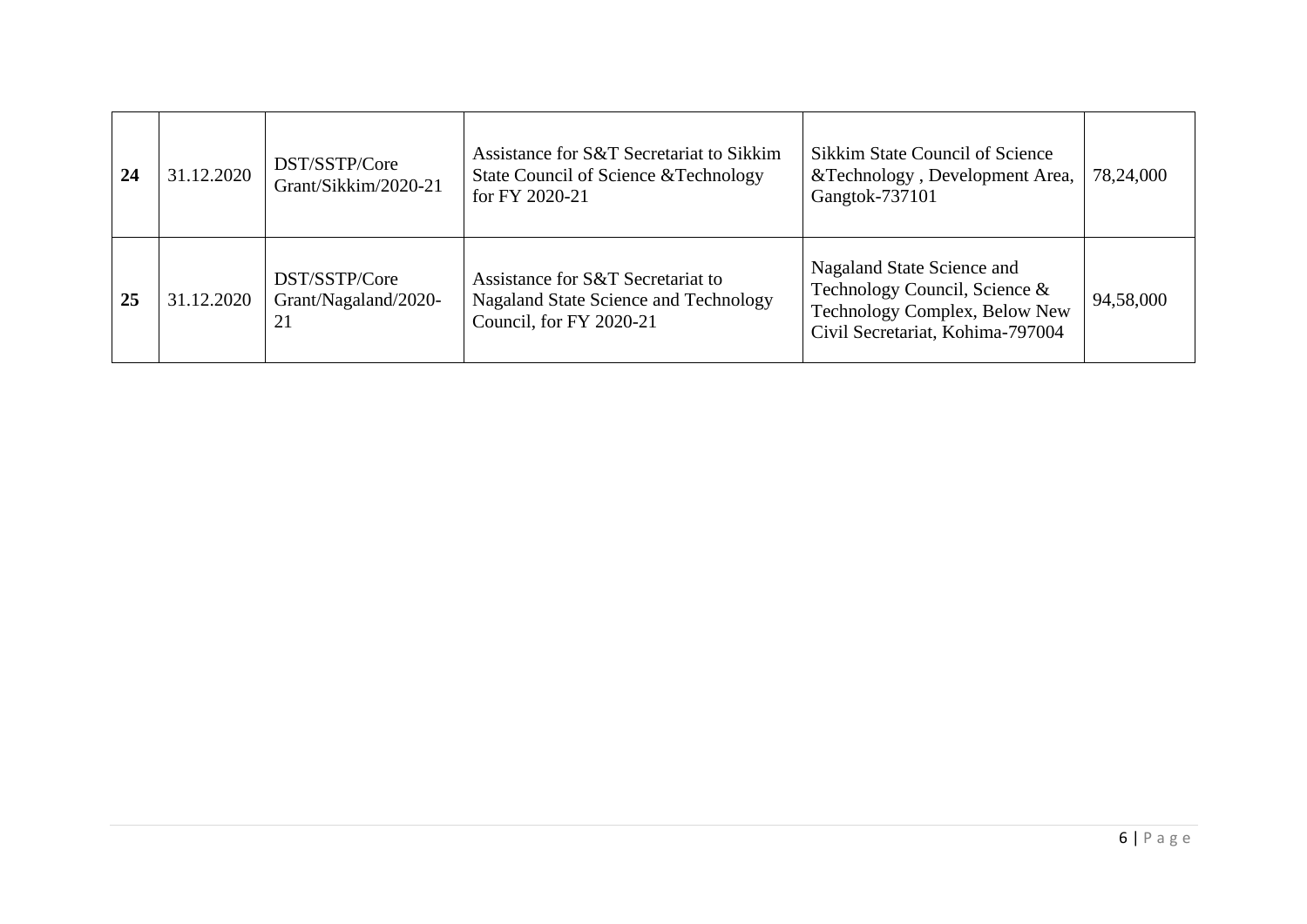| **24** | 31.12.2020 | DST/SSTP/Core Grant/Sikkim/2020-21 | Assistance for S&T Secretariat to Sikkim State Council of Science &Technology for FY 2020-21 | Sikkim State Council of Science &Technology , Development Area, Gangtok-737101 | 78,24,000 |
|---|---|---|---|---|---|
| **25** | 31.12.2020 | DST/SSTP/Core Grant/Nagaland/2020-21 | Assistance for S&T Secretariat to Nagaland State Science and Technology Council, for FY 2020-21 | Nagaland State Science and Technology Council, Science & Technology Complex, Below New Civil Secretariat, Kohima-797004 | 94,58,000 |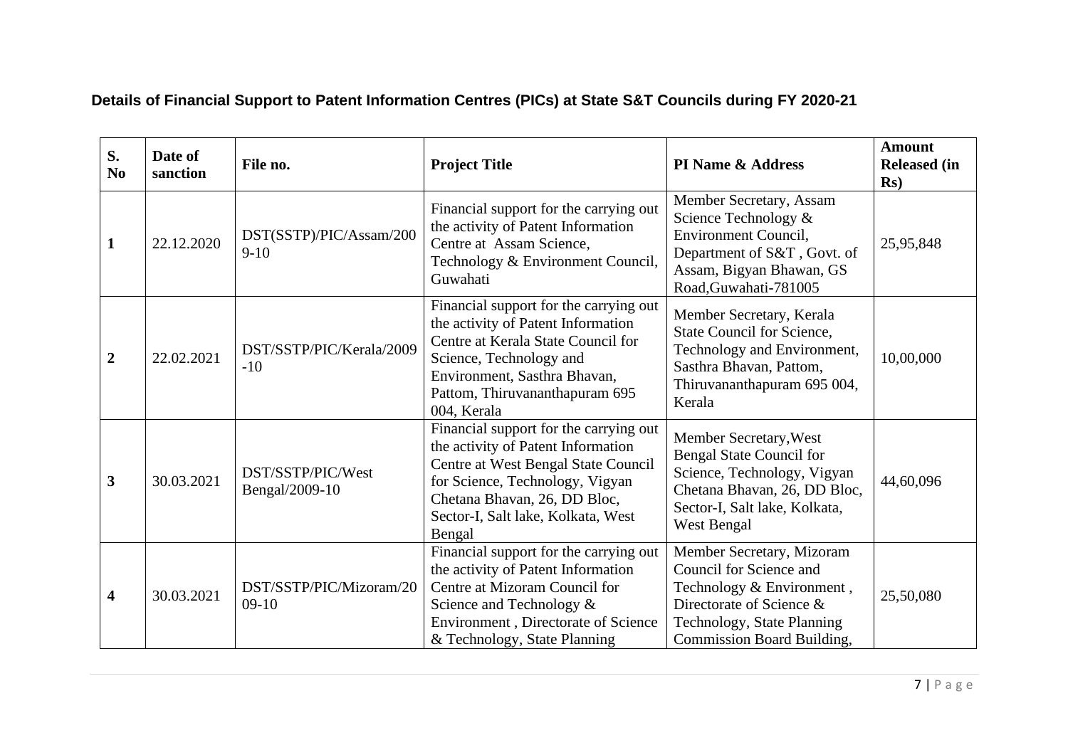**Details of Financial Support to Patent Information Centres (PICs) at State S&T Councils during FY 2020-21**

| S. No | Date of sanction | File no. | Project Title | PI Name & Address | Amount Released (in Rs) |
|---|---|---|---|---|---|
| **1** | 22.12.2020 | DST(SSTP)/PIC/Assam/2009-10 | Financial support for the carrying out the activity of Patent Information Centre at Assam Science, Technology & Environment Council, Guwahati | Member Secretary, Assam Science Technology & Environment Council, Department of S&T , Govt. of Assam, Bigyan Bhawan, GS Road,Guwahati-781005 | 25,95,848 |
| **2** | 22.02.2021 | DST/SSTP/PIC/Kerala/2009-10 | Financial support for the carrying out the activity of Patent Information Centre at Kerala State Council for Science, Technology and Environment, Sasthra Bhavan, Pattom, Thiruvananthapuram 695 004, Kerala | Member Secretary, Kerala State Council for Science, Technology and Environment, Sasthra Bhavan, Pattom, Thiruvananthapuram 695 004, Kerala | 10,00,000 |
| **3** | 30.03.2021 | DST/SSTP/PIC/West Bengal/2009-10 | Financial support for the carrying out the activity of Patent Information Centre at West Bengal State Council for Science, Technology, Vigyan Chetana Bhavan, 26, DD Bloc, Sector-I, Salt lake, Kolkata, West Bengal | Member Secretary,West Bengal State Council for Science, Technology, Vigyan Chetana Bhavan, 26, DD Bloc, Sector-I, Salt lake, Kolkata, West Bengal | 44,60,096 |
| **4** | 30.03.2021 | DST/SSTP/PIC/Mizoram/2009-10 | Financial support for the carrying out the activity of Patent Information Centre at Mizoram Council for Science and Technology & Environment , Directorate of Science & Technology, State Planning | Member Secretary, Mizoram Council for Science and Technology & Environment , Directorate of Science & Technology, State Planning Commission Board Building, | 25,50,080 |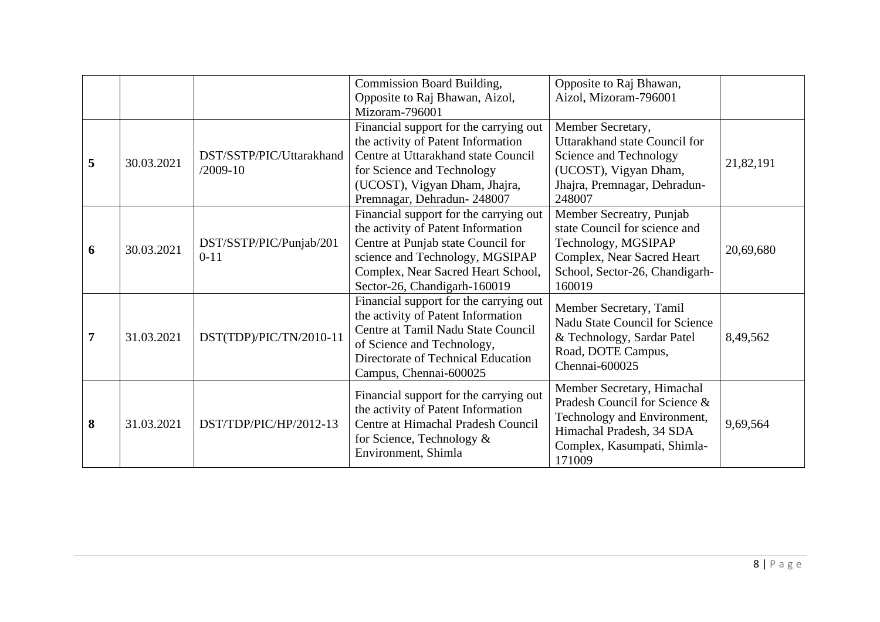| | | | | | |
|---|---|---|---|---|---|
| | | | Commission Board Building, Opposite to Raj Bhawan, Aizol, Mizoram-796001 | Opposite to Raj Bhawan, Aizol, Mizoram-796001 | |
| **5** | 30.03.2021 | DST/SSTP/PIC/Uttarakhand/2009-10 | Financial support for the carrying out the activity of Patent Information Centre at Uttarakhand state Council for Science and Technology (UCOST), Vigyan Dham, Jhajra, Premnagar, Dehradun- 248007 | Member Secretary, Uttarakhand state Council for Science and Technology (UCOST), Vigyan Dham, Jhajra, Premnagar, Dehradun-248007 | 21,82,191 |
| **6** | 30.03.2021 | DST/SSTP/PIC/Punjab/2010-11 | Financial support for the carrying out the activity of Patent Information Centre at Punjab state Council for science and Technology, MGSIPAP Complex, Near Sacred Heart School, Sector-26, Chandigarh-160019 | Member Secreatry, Punjab state Council for science and Technology, MGSIPAP Complex, Near Sacred Heart School, Sector-26, Chandigarh-160019 | 20,69,680 |
| **7** | 31.03.2021 | DST(TDP)/PIC/TN/2010-11 | Financial support for the carrying out the activity of Patent Information Centre at Tamil Nadu State Council of Science and Technology, Directorate of Technical Education Campus, Chennai-600025 | Member Secretary, Tamil Nadu State Council for Science & Technology, Sardar Patel Road, DOTE Campus, Chennai-600025 | 8,49,562 |
| **8** | 31.03.2021 | DST/TDP/PIC/HP/2012-13 | Financial support for the carrying out the activity of Patent Information Centre at Himachal Pradesh Council for Science, Technology & Environment, Shimla | Member Secretary, Himachal Pradesh Council for Science & Technology and Environment, Himachal Pradesh, 34 SDA Complex, Kasumpati, Shimla-171009 | 9,69,564 |